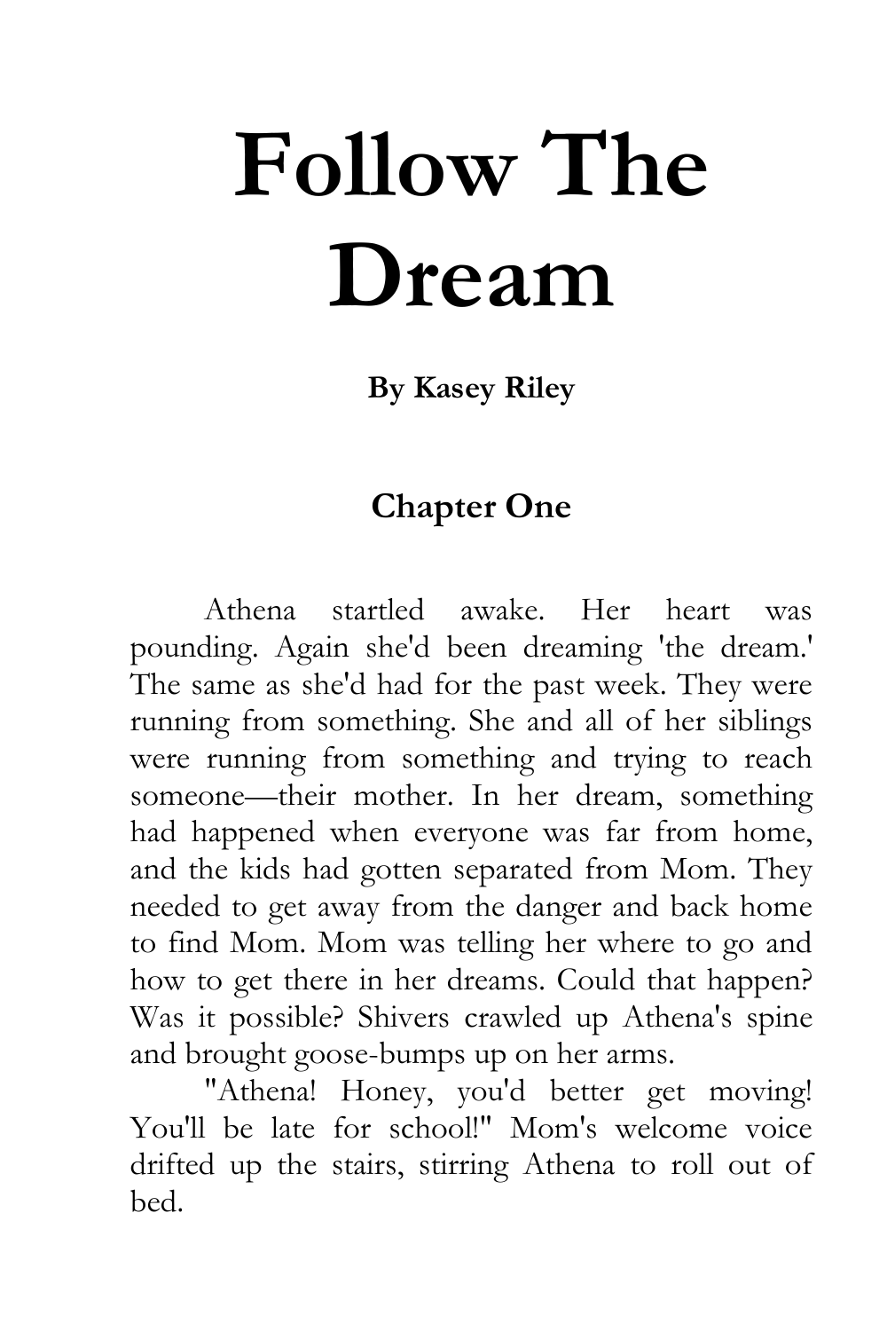# Follow The Dream

**By Kasey Riley**

## Chapter One

Athena startled awake. Her heart was pounding. Again she'd been dreaming 'the dream.' The same as she'd had for the past week. They were running from something. She and all of her siblings were running from something and trying to reach someone—their mother. In her dream, something had happened when everyone was far from home, and the kids had gotten separated from Mom. They needed to get away from the danger and back home to find Mom. Mom was telling her where to go and how to get there in her dreams. Could that happen? Was it possible? Shivers crawled up Athena's spine and brought goose-bumps up on her arms.

"Athena! Honey, you'd better get moving! You'll be late for school!" Mom's welcome voice drifted up the stairs, stirring Athena to roll out of bed.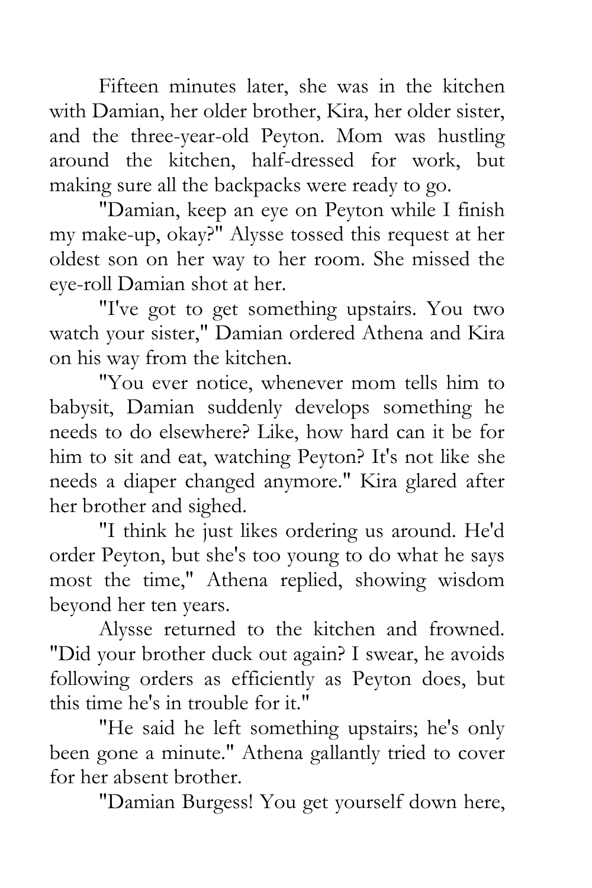Fifteen minutes later, she was in the kitchen with Damian, her older brother, Kira, her older sister, and the three-year-old Peyton. Mom was hustling around the kitchen, half-dressed for work, but making sure all the backpacks were ready to go.

"Damian, keep an eye on Peyton while I finish my make-up, okay?" Alysse tossed this request at her oldest son on her way to her room. She missed the eye-roll Damian shot at her.

"I've got to get something upstairs. You two watch your sister," Damian ordered Athena and Kira on his way from the kitchen.

"You ever notice, whenever mom tells him to babysit, Damian suddenly develops something he needs to do elsewhere? Like, how hard can it be for him to sit and eat, watching Peyton? It's not like she needs a diaper changed anymore." Kira glared after her brother and sighed.

"I think he just likes ordering us around. He'd order Peyton, but she's too young to do what he says most the time," Athena replied, showing wisdom beyond her ten years.

Alysse returned to the kitchen and frowned. "Did your brother duck out again? I swear, he avoids following orders as efficiently as Peyton does, but this time he's in trouble for it."

"He said he left something upstairs; he's only been gone a minute." Athena gallantly tried to cover for her absent brother.

"Damian Burgess! You get yourself down here,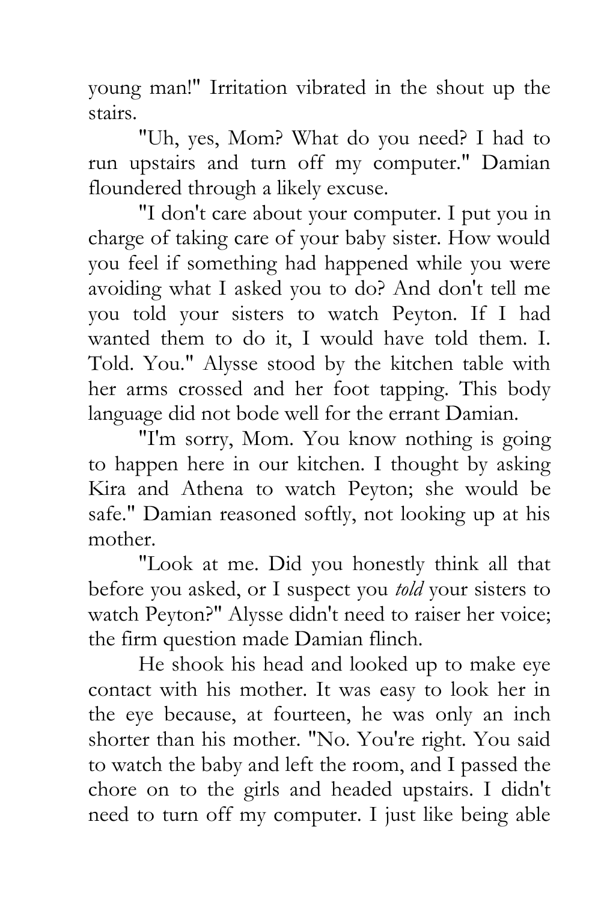young man!" Irritation vibrated in the shout up the stairs.

"Uh, yes, Mom? What do you need? I had to run upstairs and turn off my computer." Damian floundered through a likely excuse.

"I don't care about your computer. I put you in charge of taking care of your baby sister. How would you feel if something had happened while you were avoiding what I asked you to do? And don't tell me you told your sisters to watch Peyton. If I had wanted them to do it, I would have told them. I. Told. You." Alysse stood by the kitchen table with her arms crossed and her foot tapping. This body language did not bode well for the errant Damian.

"I'm sorry, Mom. You know nothing is going to happen here in our kitchen. I thought by asking Kira and Athena to watch Peyton; she would be safe." Damian reasoned softly, not looking up at his mother.

"Look at me. Did you honestly think all that before you asked, or I suspect you *told* your sisters to watch Peyton?" Alysse didn't need to raiser her voice; the firm question made Damian flinch.

He shook his head and looked up to make eye contact with his mother. It was easy to look her in the eye because, at fourteen, he was only an inch shorter than his mother. "No. You're right. You said to watch the baby and left the room, and I passed the chore on to the girls and headed upstairs. I didn't need to turn off my computer. I just like being able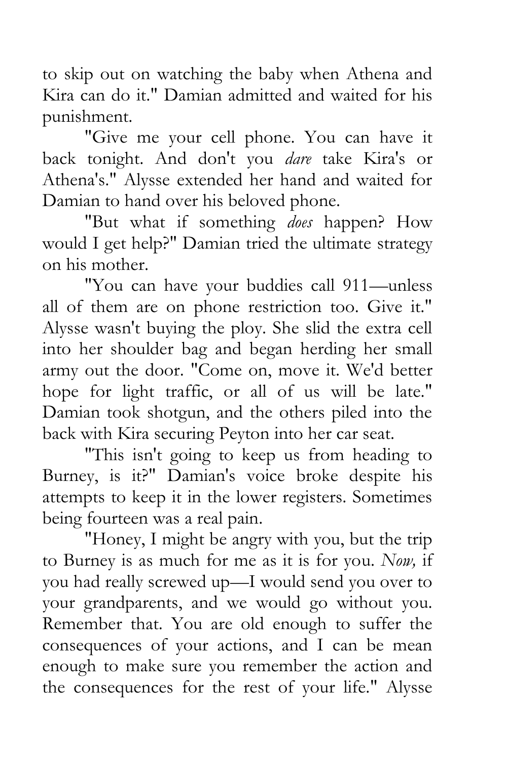to skip out on watching the baby when Athena and Kira can do it." Damian admitted and waited for his punishment.

"Give me your cell phone. You can have it back tonight. And don't you *dare* take Kira's or Athena's." Alysse extended her hand and waited for Damian to hand over his beloved phone.

"But what if something *does* happen? How would I get help?" Damian tried the ultimate strategy on his mother.

"You can have your buddies call 911—unless all of them are on phone restriction too. Give it." Alysse wasn't buying the ploy. She slid the extra cell into her shoulder bag and began herding her small army out the door. "Come on, move it. We'd better hope for light traffic, or all of us will be late." Damian took shotgun, and the others piled into the back with Kira securing Peyton into her car seat.

"This isn't going to keep us from heading to Burney, is it?" Damian's voice broke despite his attempts to keep it in the lower registers. Sometimes being fourteen was a real pain.

"Honey, I might be angry with you, but the trip to Burney is as much for me as it is for you. *Now,* if you had really screwed up—I would send you over to your grandparents, and we would go without you. Remember that. You are old enough to suffer the consequences of your actions, and I can be mean enough to make sure you remember the action and the consequences for the rest of your life." Alysse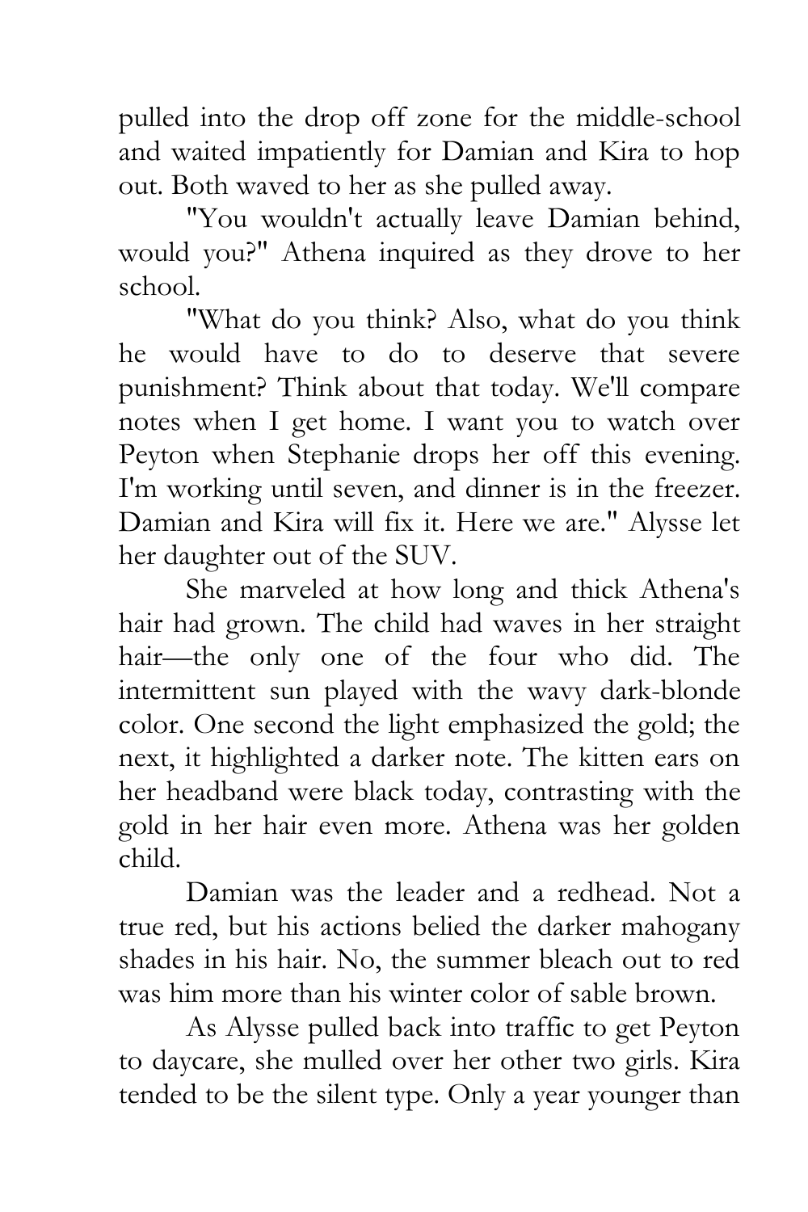pulled into the drop off zone for the middle-school and waited impatiently for Damian and Kira to hop out. Both waved to her as she pulled away.

"You wouldn't actually leave Damian behind, would you?" Athena inquired as they drove to her school.

"What do you think? Also, what do you think he would have to do to deserve that severe punishment? Think about that today. We'll compare notes when I get home. I want you to watch over Peyton when Stephanie drops her off this evening. I'm working until seven, and dinner is in the freezer. Damian and Kira will fix it. Here we are." Alysse let her daughter out of the SUV.

She marveled at how long and thick Athena's hair had grown. The child had waves in her straight hair—the only one of the four who did. The intermittent sun played with the wavy dark-blonde color. One second the light emphasized the gold; the next, it highlighted a darker note. The kitten ears on her headband were black today, contrasting with the gold in her hair even more. Athena was her golden child.

Damian was the leader and a redhead. Not a true red, but his actions belied the darker mahogany shades in his hair. No, the summer bleach out to red was him more than his winter color of sable brown.

As Alysse pulled back into traffic to get Peyton to daycare, she mulled over her other two girls. Kira tended to be the silent type. Only a year younger than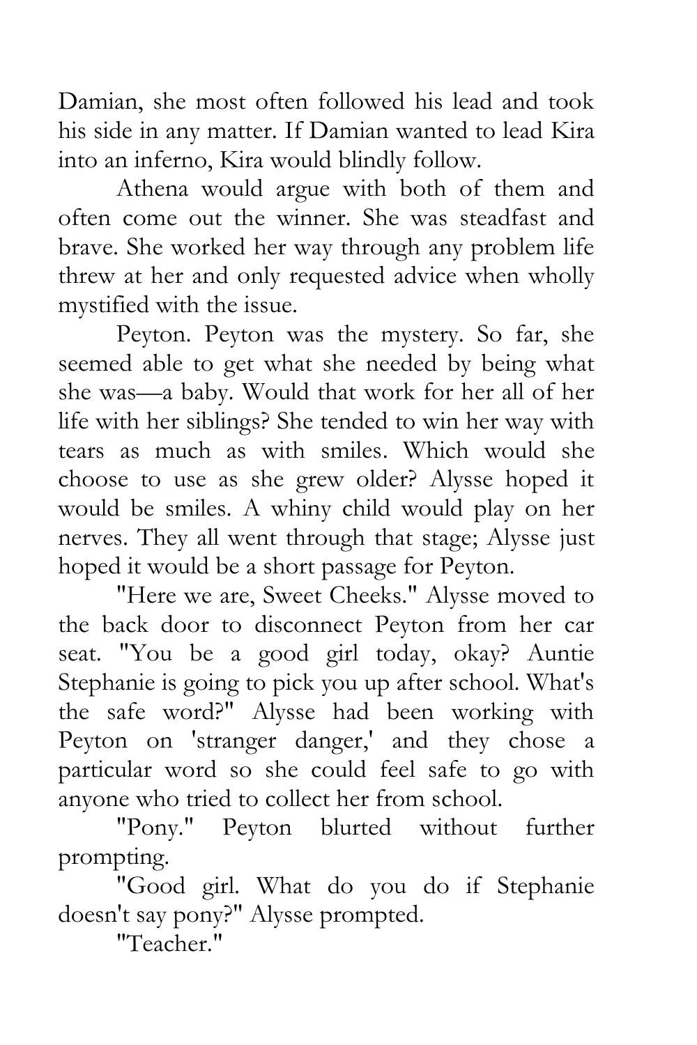Damian, she most often followed his lead and took his side in any matter. If Damian wanted to lead Kira into an inferno, Kira would blindly follow.

Athena would argue with both of them and often come out the winner. She was steadfast and brave. She worked her way through any problem life threw at her and only requested advice when wholly mystified with the issue.

Peyton. Peyton was the mystery. So far, she seemed able to get what she needed by being what she was—a baby. Would that work for her all of her life with her siblings? She tended to win her way with tears as much as with smiles. Which would she choose to use as she grew older? Alysse hoped it would be smiles. A whiny child would play on her nerves. They all went through that stage; Alysse just hoped it would be a short passage for Peyton.

"Here we are, Sweet Cheeks." Alysse moved to the back door to disconnect Peyton from her car seat. "You be a good girl today, okay? Auntie Stephanie is going to pick you up after school. What's the safe word?" Alysse had been working with Peyton on 'stranger danger,' and they chose a particular word so she could feel safe to go with anyone who tried to collect her from school.

"Pony." Peyton blurted without further prompting.

"Good girl. What do you do if Stephanie doesn't say pony?" Alysse prompted.

"Teacher."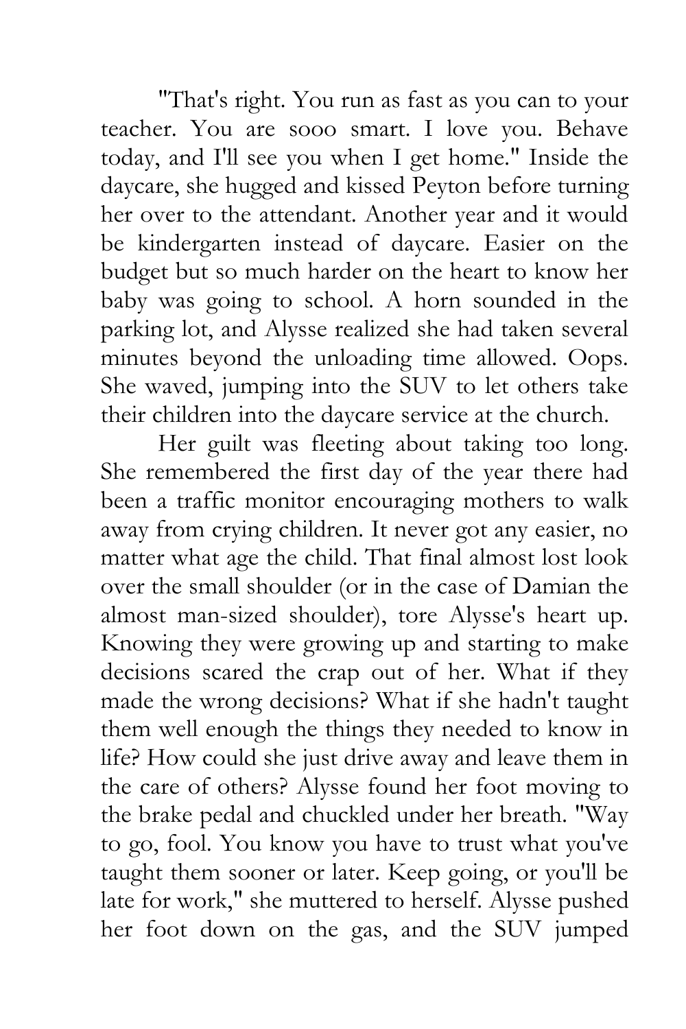"That's right. You run as fast as you can to your teacher. You are sooo smart. I love you. Behave today, and I'll see you when I get home." Inside the daycare, she hugged and kissed Peyton before turning her over to the attendant. Another year and it would be kindergarten instead of daycare. Easier on the budget but so much harder on the heart to know her baby was going to school. A horn sounded in the parking lot, and Alysse realized she had taken several minutes beyond the unloading time allowed. Oops. She waved, jumping into the SUV to let others take their children into the daycare service at the church.

Her guilt was fleeting about taking too long. She remembered the first day of the year there had been a traffic monitor encouraging mothers to walk away from crying children. It never got any easier, no matter what age the child. That final almost lost look over the small shoulder (or in the case of Damian the almost man-sized shoulder), tore Alysse's heart up. Knowing they were growing up and starting to make decisions scared the crap out of her. What if they made the wrong decisions? What if she hadn't taught them well enough the things they needed to know in life? How could she just drive away and leave them in the care of others? Alysse found her foot moving to the brake pedal and chuckled under her breath. "Way to go, fool. You know you have to trust what you've taught them sooner or later. Keep going, or you'll be late for work," she muttered to herself. Alysse pushed her foot down on the gas, and the SUV jumped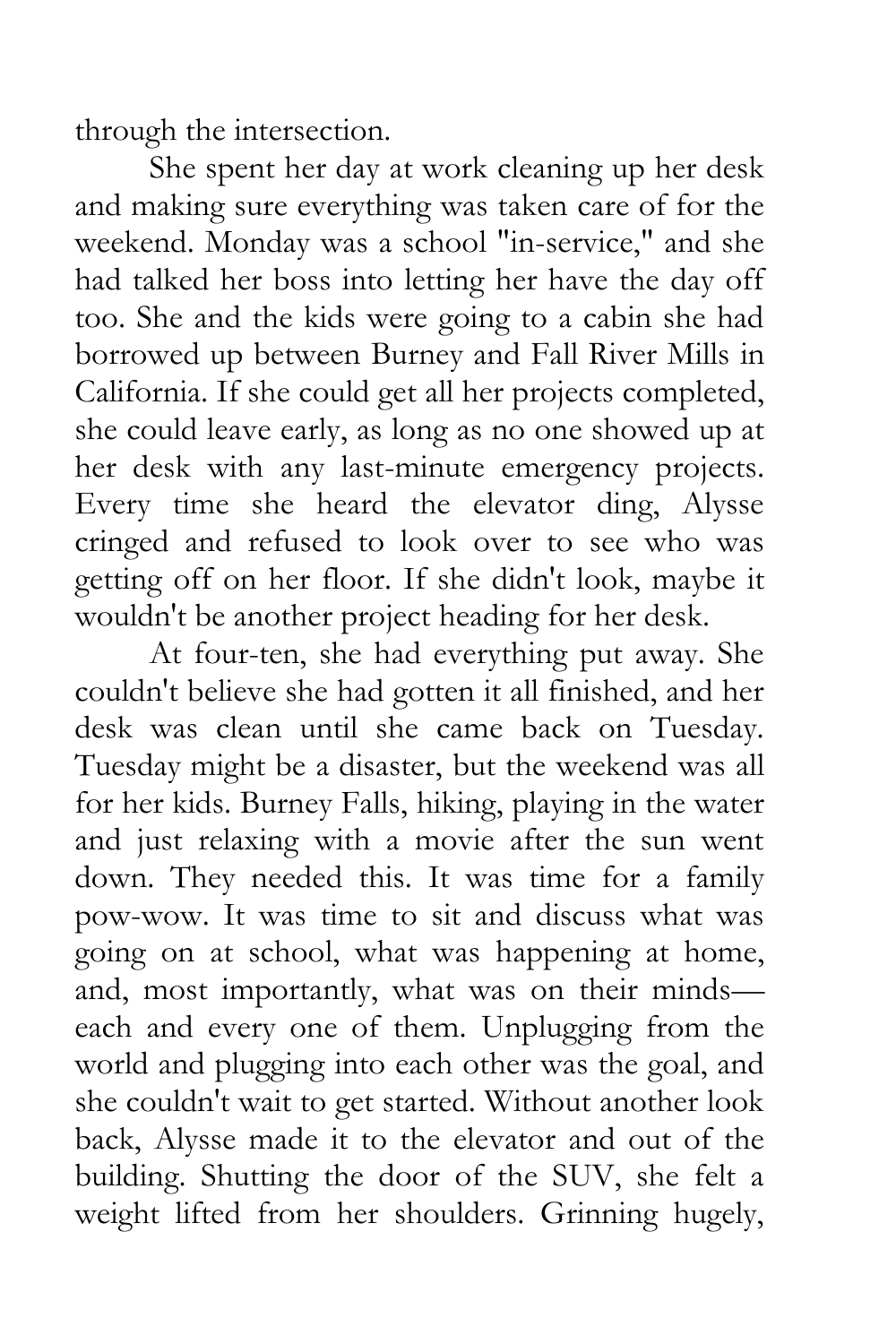through the intersection.

She spent her day at work cleaning up her desk and making sure everything was taken care of for the weekend. Monday was a school "in-service," and she had talked her boss into letting her have the day off too. She and the kids were going to a cabin she had borrowed up between Burney and Fall River Mills in California. If she could get all her projects completed, she could leave early, as long as no one showed up at her desk with any last-minute emergency projects. Every time she heard the elevator ding, Alysse cringed and refused to look over to see who was getting off on her floor. If she didn't look, maybe it wouldn't be another project heading for her desk.

At four-ten, she had everything put away. She couldn't believe she had gotten it all finished, and her desk was clean until she came back on Tuesday. Tuesday might be a disaster, but the weekend was all for her kids. Burney Falls, hiking, playing in the water and just relaxing with a movie after the sun went down. They needed this. It was time for a family pow-wow. It was time to sit and discuss what was going on at school, what was happening at home, and, most importantly, what was on their minds—each and every one of them. Unplugging from the world and plugging into each other was the goal, and she couldn't wait to get started. Without another look back, Alysse made it to the elevator and out of the building. Shutting the door of the SUV, she felt a weight lifted from her shoulders. Grinning hugely,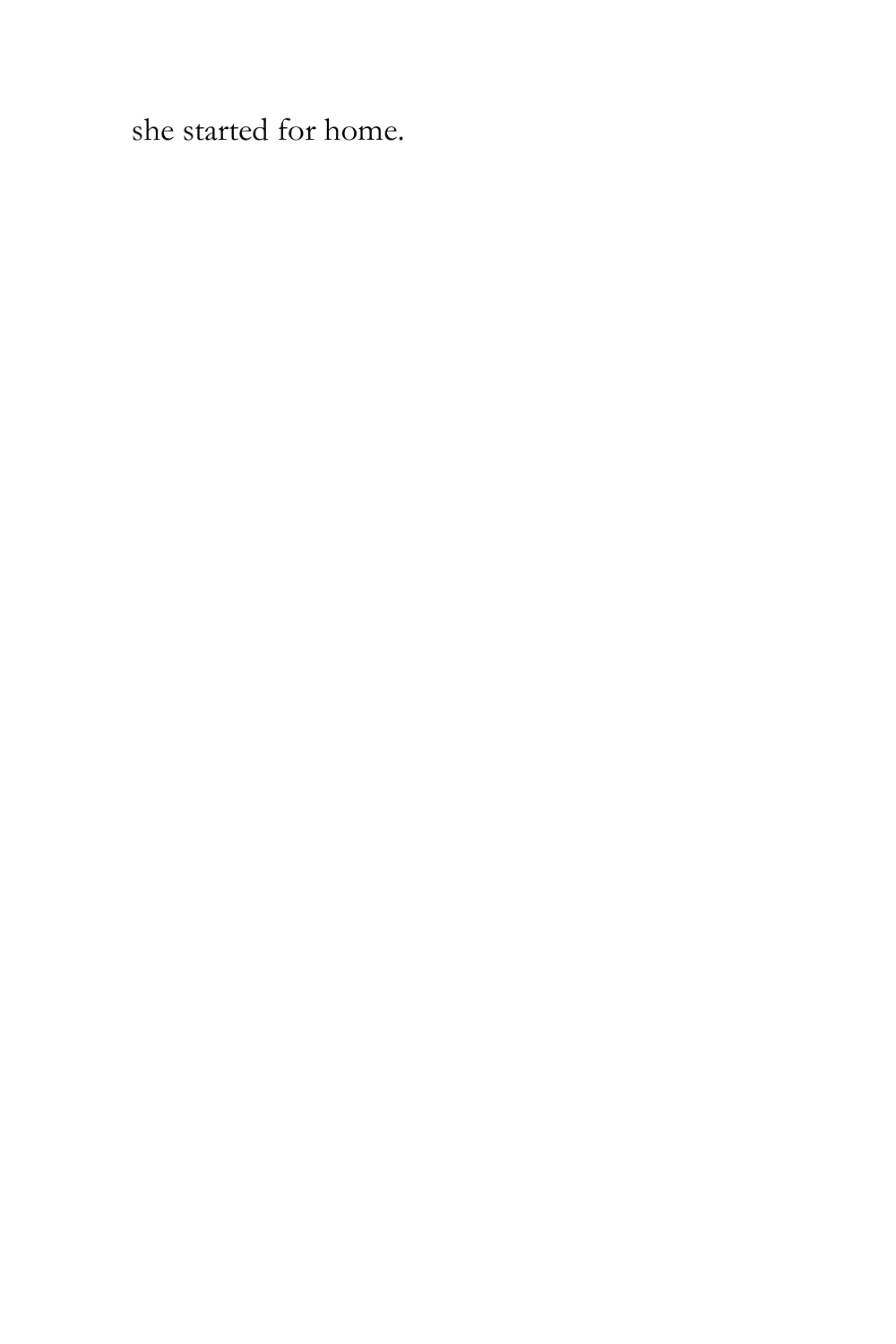she started for home.